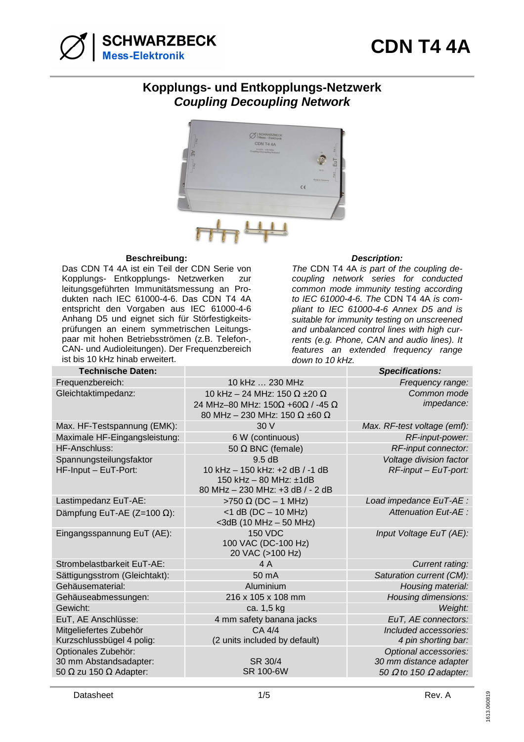# CDN T4 4A

## Kopplungs- und Entkopplungs-Netzwerk
## *Coupling Decoupling Network*

**Beschreibung:**

Das CDN T4 4A ist ein Teil der CDN Serie von Kopplungs- Entkopplungs- Netzwerken zur leitungsgeführten Immunitätsmessung an Produkten nach IEC 61000-4-6. Das CDN T4 4A entspricht den Vorgaben aus IEC 61000-4-6 Anhang D5 und eignet sich für Störfestigkeitsprüfungen an einem symmetrischen Leitungspaar mit hohen Betriebsströmen (z.B. Telefon-, CAN- und Audioleitungen). Der Frequenzbereich ist bis 10 kHz hinab erweitert.

***Description:***

*The* CDN T4 4A *is part of the coupling decoupling network series for conducted common mode immunity testing according to IEC 61000-4-6. The* CDN T4 4A *is compliant to IEC 61000-4-6 Annex D5 and is suitable for immunity testing on unscreened and unbalanced control lines with high currents (e.g. Phone, CAN and audio lines). It features an extended frequency range down to 10 kHz.*

| **Technische Daten:** | | ***Specifications:*** |
|---|---|---|
| Frequenzbereich: | 10 kHz … 230 MHz | *Frequency range:* |
| Gleichtaktimpedanz: | 10 kHz – 24 MHz: 150 Ω ±20 Ω<br>24 MHz–80 MHz: 150Ω +60Ω / -45 Ω<br>80 MHz – 230 MHz: 150 Ω ±60 Ω | *Common mode impedance:* |
| Max. HF-Testspannung (EMK): | 30 V | *Max. RF-test voltage (emf):* |
| Maximale HF-Eingangsleistung: | 6 W (continuous) | *RF-input-power:* |
| HF-Anschluss: | 50 Ω BNC (female) | *RF-input connector:* |
| Spannungsteilungsfaktor HF-Input – EuT-Port: | 9.5 dB<br>10 kHz – 150 kHz: +2 dB / -1 dB<br>150 kHz – 80 MHz: ±1dB<br>80 MHz – 230 MHz: +3 dB / - 2 dB | *Voltage division factor RF-input – EuT-port:* |
| Lastimpedanz EuT-AE: | >750 Ω (DC – 1 MHz) | *Load impedance EuT-AE :* |
| Dämpfung EuT-AE (Z=100 Ω): | <1 dB (DC – 10 MHz)<br><3dB (10 MHz – 50 MHz) | *Attenuation Eut-AE :* |
| Eingangsspannung EuT (AE): | 150 VDC<br>100 VAC (DC-100 Hz)<br>20 VAC (>100 Hz) | *Input Voltage EuT (AE):* |
| Strombelastbarkeit EuT-AE: | 4 A | *Current rating:* |
| Sättigungsstrom (Gleichtakt): | 50 mA | *Saturation current (CM):* |
| Gehäusematerial: | Aluminium | *Housing material:* |
| Gehäuseabmessungen: | 216 x 105 x 108 mm | *Housing dimensions:* |
| Gewicht: | ca. 1,5 kg | *Weight:* |
| EuT, AE Anschlüsse: | 4 mm safety banana jacks | *EuT, AE connectors:* |
| Mitgeliefertes Zubehör<br>Kurzschlussbügel 4 polig: | CA 4/4<br>(2 units included by default) | *Included accessories:*<br>*4 pin shorting bar:* |
| Optionales Zubehör:<br>30 mm Abstandsadapter:<br>50 Ω zu 150 Ω Adapter: | <br>SR 30/4<br>SR 100-6W | *Optional accessories:*<br>*30 mm distance adapter*<br>*50 Ω to 150 Ω adapter:* |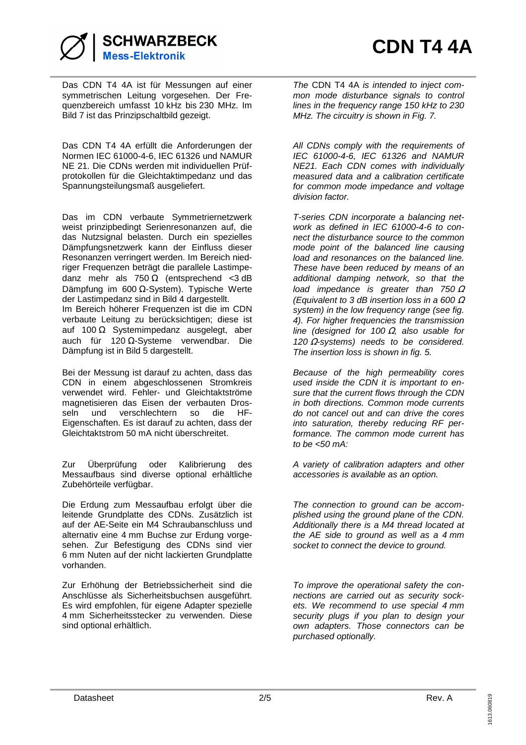Das CDN T4 4A ist für Messungen auf einer symmetrischen Leitung vorgesehen. Der Frequenzbereich umfasst 10 kHz bis 230 MHz. Im Bild 7 ist das Prinzipschaltbild gezeigt.

*The* CDN T4 4A *is intended to inject common mode disturbance signals to control lines in the frequency range 150 kHz to 230 MHz. The circuitry is shown in Fig. 7.*

Das CDN T4 4A erfüllt die Anforderungen der Normen IEC 61000-4-6, IEC 61326 und NAMUR NE 21. Die CDNs werden mit individuellen Prüfprotokollen für die Gleichtaktimpedanz und das Spannungsteilungsmaß ausgeliefert.

*All CDNs comply with the requirements of IEC 61000-4-6, IEC 61326 and NAMUR NE21. Each CDN comes with individually measured data and a calibration certificate for common mode impedance and voltage division factor.*

Das im CDN verbaute Symmetriernetzwerk weist prinzipbedingt Serienresonanzen auf, die das Nutzsignal belasten. Durch ein spezielles Dämpfungsnetzwerk kann der Einfluss dieser Resonanzen verringert werden. Im Bereich niedriger Frequenzen beträgt die parallele Lastimpedanz mehr als 750 Ω (entsprechend <3 dB Dämpfung im 600 Ω-System). Typische Werte der Lastimpedanz sind in Bild 4 dargestellt.
Im Bereich höherer Frequenzen ist die im CDN verbaute Leitung zu berücksichtigen; diese ist auf 100 Ω Systemimpedanz ausgelegt, aber auch für 120 Ω-Systeme verwendbar. Die Dämpfung ist in Bild 5 dargestellt.

*T-series CDN incorporate a balancing network as defined in IEC 61000-4-6 to connect the disturbance source to the common mode point of the balanced line causing load and resonances on the balanced line. These have been reduced by means of an additional damping network, so that the load impedance is greater than 750 Ω (Equivalent to 3 dB insertion loss in a 600 Ω system) in the low frequency range (see fig. 4). For higher frequencies the transmission line (designed for 100 Ω, also usable for 120 Ω-systems) needs to be considered. The insertion loss is shown in fig. 5.*

Bei der Messung ist darauf zu achten, dass das CDN in einem abgeschlossenen Stromkreis verwendet wird. Fehler- und Gleichtaktströme magnetisieren das Eisen der verbauten Drosseln und verschlechtern so die HF-Eigenschaften. Es ist darauf zu achten, dass der Gleichtaktstrom 50 mA nicht überschreitet.

*Because of the high permeability cores used inside the CDN it is important to ensure that the current flows through the CDN in both directions. Common mode currents do not cancel out and can drive the cores into saturation, thereby reducing RF performance. The common mode current has to be <50 mA:*

Zur Überprüfung oder Kalibrierung des Messaufbaus sind diverse optional erhältliche Zubehörteile verfügbar.

*A variety of calibration adapters and other accessories is available as an option.*

Die Erdung zum Messaufbau erfolgt über die leitende Grundplatte des CDNs. Zusätzlich ist auf der AE-Seite ein M4 Schraubanschluss und alternativ eine 4 mm Buchse zur Erdung vorgesehen. Zur Befestigung des CDNs sind vier 6 mm Nuten auf der nicht lackierten Grundplatte vorhanden.

*The connection to ground can be accomplished using the ground plane of the CDN. Additionally there is a M4 thread located at the AE side to ground as well as a 4 mm socket to connect the device to ground.*

Zur Erhöhung der Betriebssicherheit sind die Anschlüsse als Sicherheitsbuchsen ausgeführt. Es wird empfohlen, für eigene Adapter spezielle 4 mm Sicherheitsstecker zu verwenden. Diese sind optional erhältlich.

*To improve the operational safety the connections are carried out as security sockets. We recommend to use special 4 mm security plugs if you plan to design your own adapters. Those connectors can be purchased optionally.*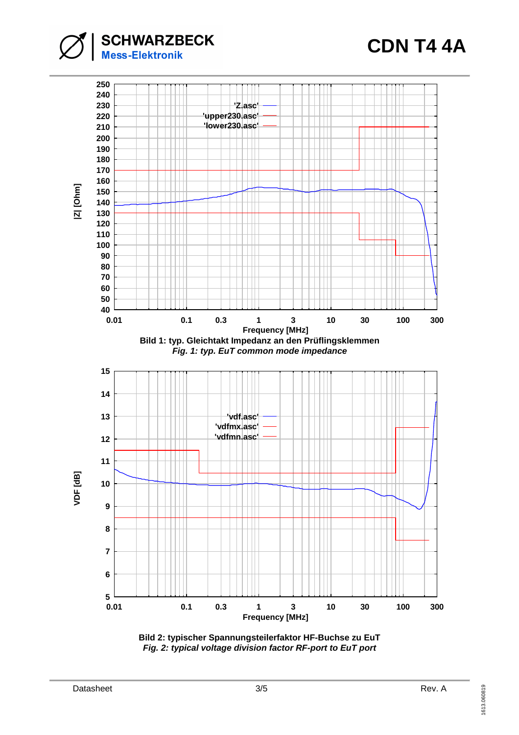Bild 1: typ. Gleichtakt Impedanz an den Prüflingsklemmen

*Fig. 1: typ. EuT common mode impedance*

Bild 2: typischer Spannungsteilerfaktor HF-Buchse zu EuT

*Fig. 2: typical voltage division factor RF-port to EuT port*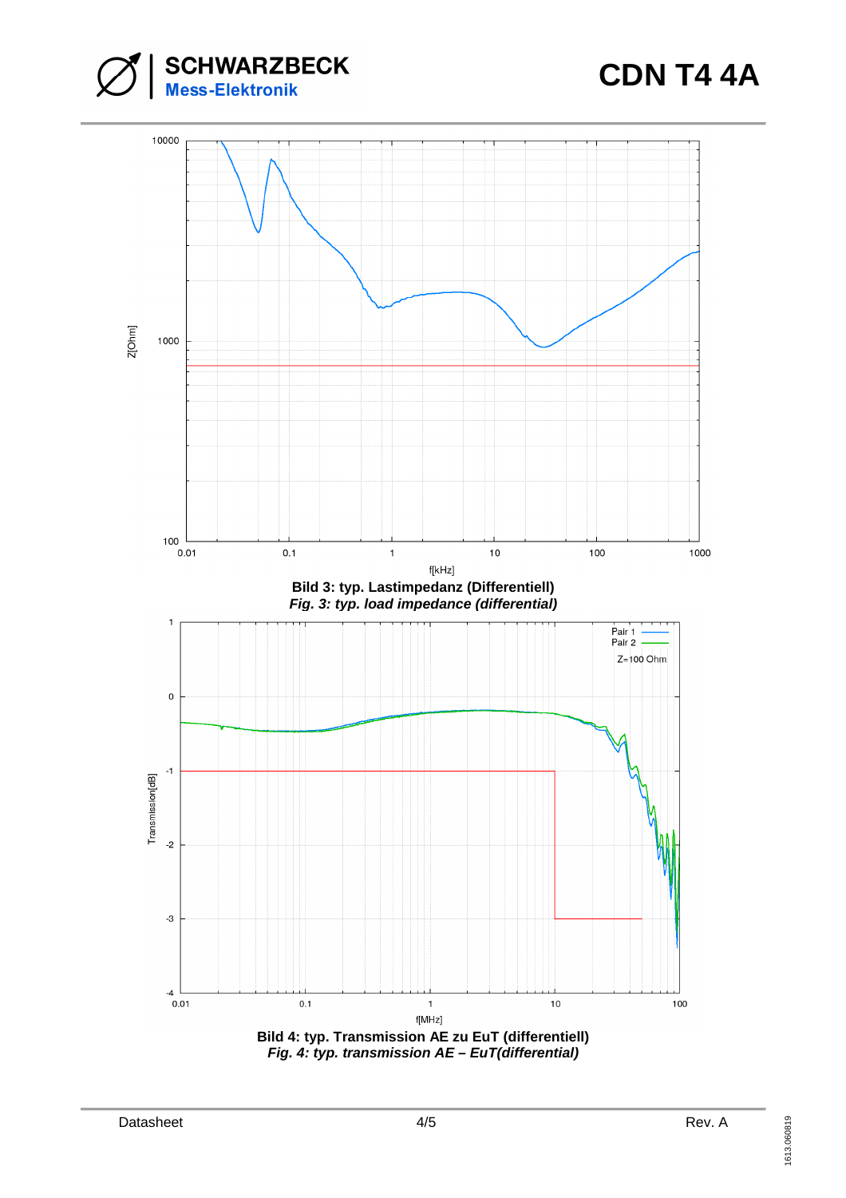**Bild 3: typ. Lastimpedanz (Differentiell)**
***Fig. 3: typ. load impedance (differential)***

**Bild 4: typ. Transmission AE zu EuT (differentiell)**
***Fig. 4: typ. transmission AE – EuT(differential)***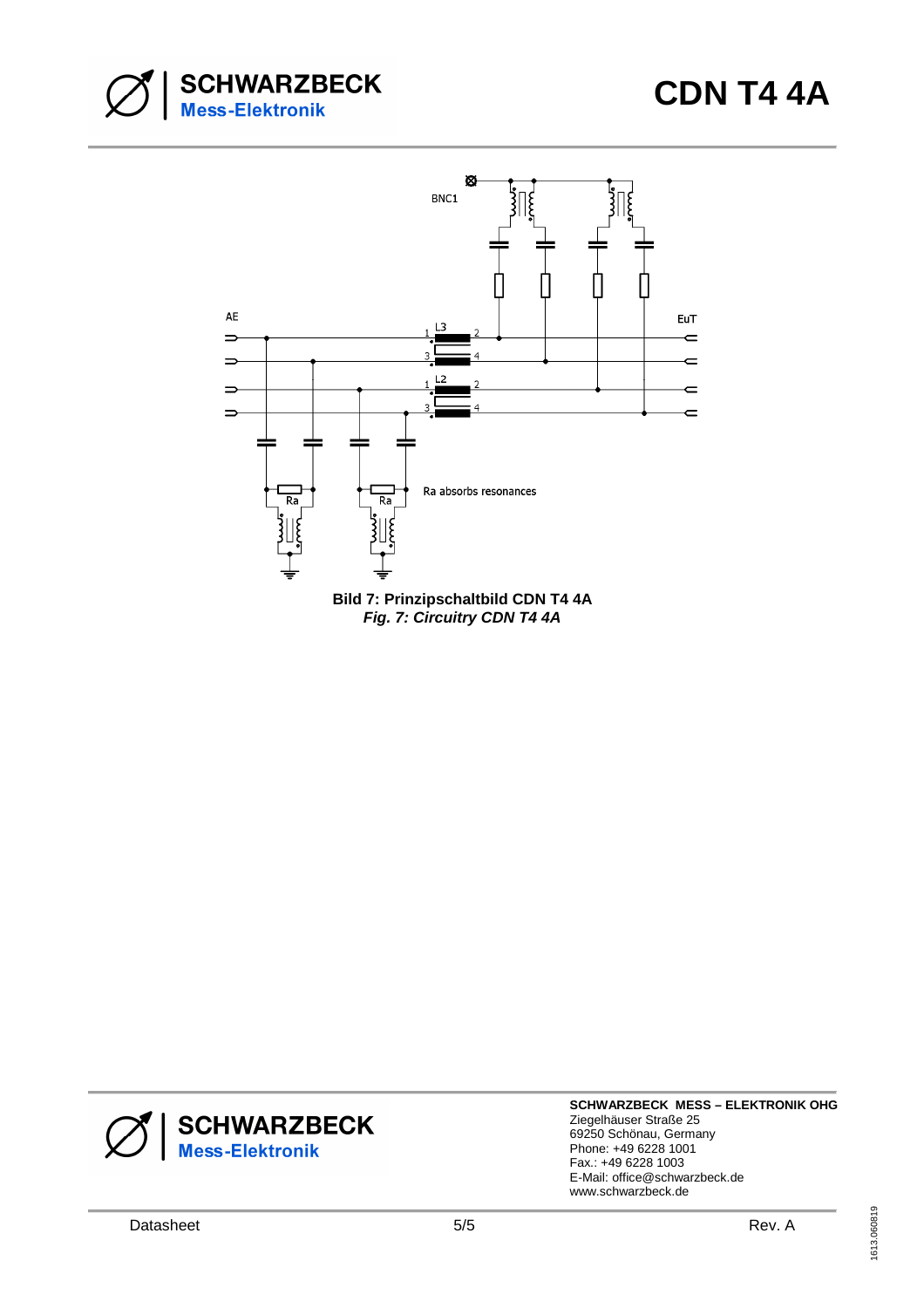BNC1

AE

EuT

L3

L2

Ra

Ra

Ra absorbs resonances

**Bild 7: Prinzipschaltbild CDN T4 4A**

***Fig. 7: Circuitry CDN T4 4A***

**SCHWARZBECK MESS – ELEKTRONIK OHG**
Ziegelhäuser Straße 25
69250 Schönau, Germany
Phone: +49 6228 1001
Fax.: +49 6228 1003
E-Mail: office@schwarzbeck.de
www.schwarzbeck.de